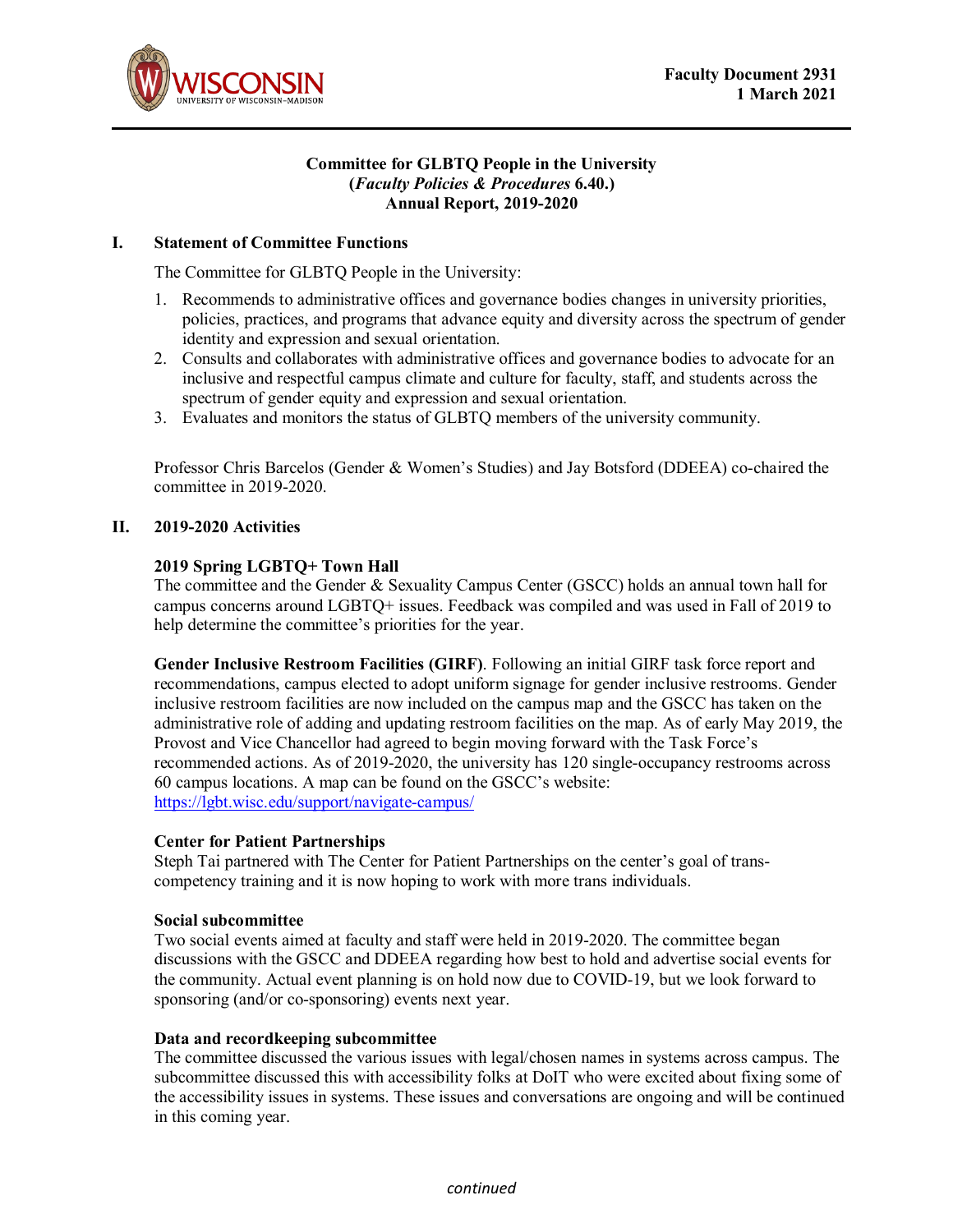Faculty Document 2931
1 March 2021

**Committee for GLBTQ People in the University**
**(*Faculty Policies & Procedures* 6.40.)**
**Annual Report, 2019-2020**

## I. Statement of Committee Functions

The Committee for GLBTQ People in the University:

1. Recommends to administrative offices and governance bodies changes in university priorities, policies, practices, and programs that advance equity and diversity across the spectrum of gender identity and expression and sexual orientation.
2. Consults and collaborates with administrative offices and governance bodies to advocate for an inclusive and respectful campus climate and culture for faculty, staff, and students across the spectrum of gender equity and expression and sexual orientation.
3. Evaluates and monitors the status of GLBTQ members of the university community.

Professor Chris Barcelos (Gender & Women's Studies) and Jay Botsford (DDEEA) co-chaired the committee in 2019-2020.

## II. 2019-2020 Activities

**2019 Spring LGBTQ+ Town Hall**
The committee and the Gender & Sexuality Campus Center (GSCC) holds an annual town hall for campus concerns around LGBTQ+ issues. Feedback was compiled and was used in Fall of 2019 to help determine the committee's priorities for the year.

**Gender Inclusive Restroom Facilities (GIRF)**. Following an initial GIRF task force report and recommendations, campus elected to adopt uniform signage for gender inclusive restrooms. Gender inclusive restroom facilities are now included on the campus map and the GSCC has taken on the administrative role of adding and updating restroom facilities on the map. As of early May 2019, the Provost and Vice Chancellor had agreed to begin moving forward with the Task Force's recommended actions. As of 2019-2020, the university has 120 single-occupancy restrooms across 60 campus locations. A map can be found on the GSCC's website: https://lgbt.wisc.edu/support/navigate-campus/

**Center for Patient Partnerships**
Steph Tai partnered with The Center for Patient Partnerships on the center's goal of trans-competency training and it is now hoping to work with more trans individuals.

**Social subcommittee**
Two social events aimed at faculty and staff were held in 2019-2020. The committee began discussions with the GSCC and DDEEA regarding how best to hold and advertise social events for the community. Actual event planning is on hold now due to COVID-19, but we look forward to sponsoring (and/or co-sponsoring) events next year.

**Data and recordkeeping subcommittee**
The committee discussed the various issues with legal/chosen names in systems across campus. The subcommittee discussed this with accessibility folks at DoIT who were excited about fixing some of the accessibility issues in systems. These issues and conversations are ongoing and will be continued in this coming year.

*continued*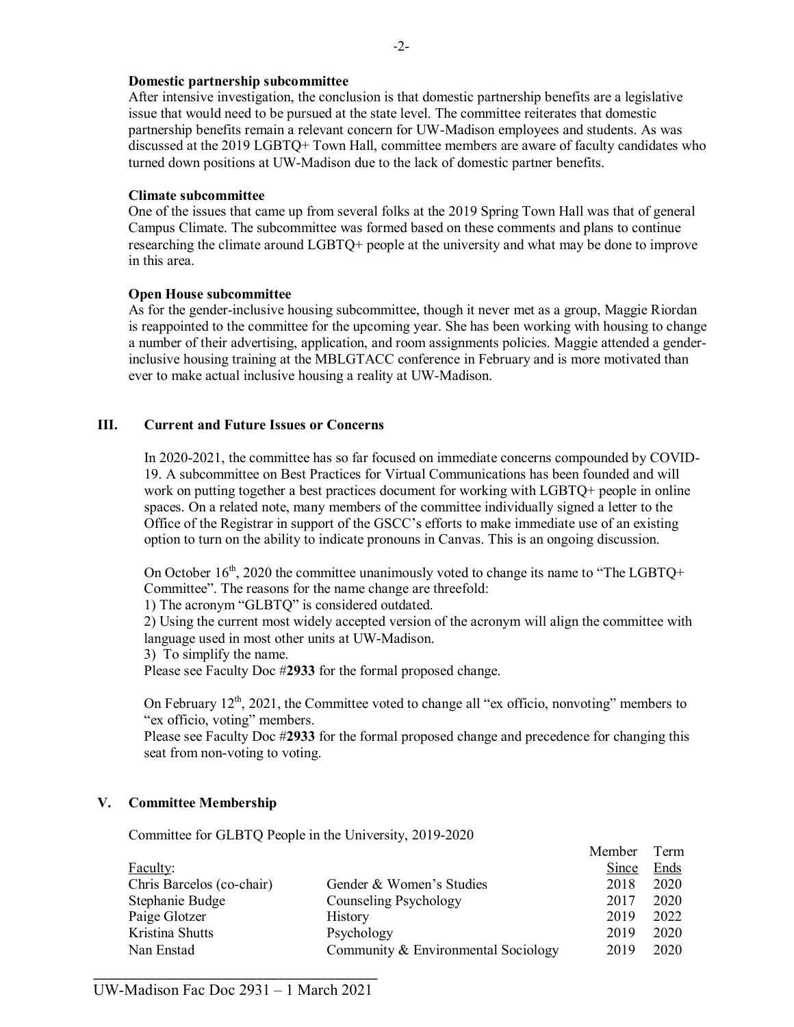**Domestic partnership subcommittee**

After intensive investigation, the conclusion is that domestic partnership benefits are a legislative issue that would need to be pursued at the state level. The committee reiterates that domestic partnership benefits remain a relevant concern for UW-Madison employees and students. As was discussed at the 2019 LGBTQ+ Town Hall, committee members are aware of faculty candidates who turned down positions at UW-Madison due to the lack of domestic partner benefits.

**Climate subcommittee**

One of the issues that came up from several folks at the 2019 Spring Town Hall was that of general Campus Climate. The subcommittee was formed based on these comments and plans to continue researching the climate around LGBTQ+ people at the university and what may be done to improve in this area.

**Open House subcommittee**

As for the gender-inclusive housing subcommittee, though it never met as a group, Maggie Riordan is reappointed to the committee for the upcoming year. She has been working with housing to change a number of their advertising, application, and room assignments policies. Maggie attended a gender-inclusive housing training at the MBLGTACC conference in February and is more motivated than ever to make actual inclusive housing a reality at UW-Madison.

## III. Current and Future Issues or Concerns

In 2020-2021, the committee has so far focused on immediate concerns compounded by COVID-19. A subcommittee on Best Practices for Virtual Communications has been founded and will work on putting together a best practices document for working with LGBTQ+ people in online spaces. On a related note, many members of the committee individually signed a letter to the Office of the Registrar in support of the GSCC's efforts to make immediate use of an existing option to turn on the ability to indicate pronouns in Canvas. This is an ongoing discussion.

On October 16th, 2020 the committee unanimously voted to change its name to "The LGBTQ+ Committee". The reasons for the name change are threefold:

1) The acronym "GLBTQ" is considered outdated.
2) Using the current most widely accepted version of the acronym will align the committee with language used in most other units at UW-Madison.
3) To simplify the name.

Please see Faculty Doc #**2933** for the formal proposed change.

On February 12th, 2021, the Committee voted to change all "ex officio, nonvoting" members to "ex officio, voting" members.

Please see Faculty Doc #**2933** for the formal proposed change and precedence for changing this seat from non-voting to voting.

## V. Committee Membership

Committee for GLBTQ People in the University, 2019-2020

| Faculty: | | Member Since | Term Ends |
|---|---|---|---|
| Chris Barcelos (co-chair) | Gender & Women's Studies | 2018 | 2020 |
| Stephanie Budge | Counseling Psychology | 2017 | 2020 |
| Paige Glotzer | History | 2019 | 2022 |
| Kristina Shutts | Psychology | 2019 | 2020 |
| Nan Enstad | Community & Environmental Sociology | 2019 | 2020 |

UW-Madison Fac Doc 2931 – 1 March 2021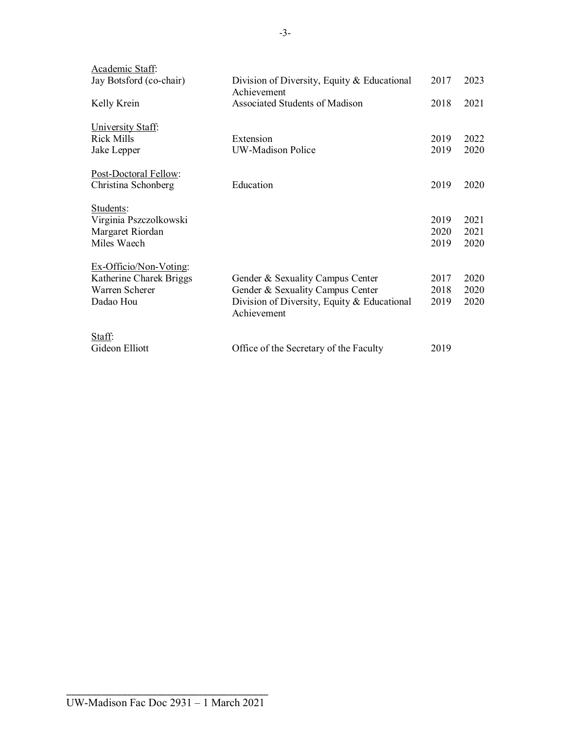| | | | |
|---|---|---|---|
| <u>Academic Staff</u>: | | | |
| Jay Botsford (co-chair) | Division of Diversity, Equity & Educational Achievement | 2017 | 2023 |
| Kelly Krein | Associated Students of Madison | 2018 | 2021 |
| | | | |
| <u>University Staff</u>: | | | |
| Rick Mills | Extension | 2019 | 2022 |
| Jake Lepper | UW-Madison Police | 2019 | 2020 |
| | | | |
| <u>Post-Doctoral Fellow</u>: | | | |
| Christina Schonberg | Education | 2019 | 2020 |
| | | | |
| <u>Students</u>: | | | |
| Virginia Pszczolkowski | | 2019 | 2021 |
| Margaret Riordan | | 2020 | 2021 |
| Miles Waech | | 2019 | 2020 |
| | | | |
| <u>Ex-Officio/Non-Voting</u>: | | | |
| Katherine Charek Briggs | Gender & Sexuality Campus Center | 2017 | 2020 |
| Warren Scherer | Gender & Sexuality Campus Center | 2018 | 2020 |
| Dadao Hou | Division of Diversity, Equity & Educational Achievement | 2019 | 2020 |
| | | | |
| <u>Staff</u>: | | | |
| Gideon Elliott | Office of the Secretary of the Faculty | 2019 | |

UW-Madison Fac Doc 2931 – 1 March 2021